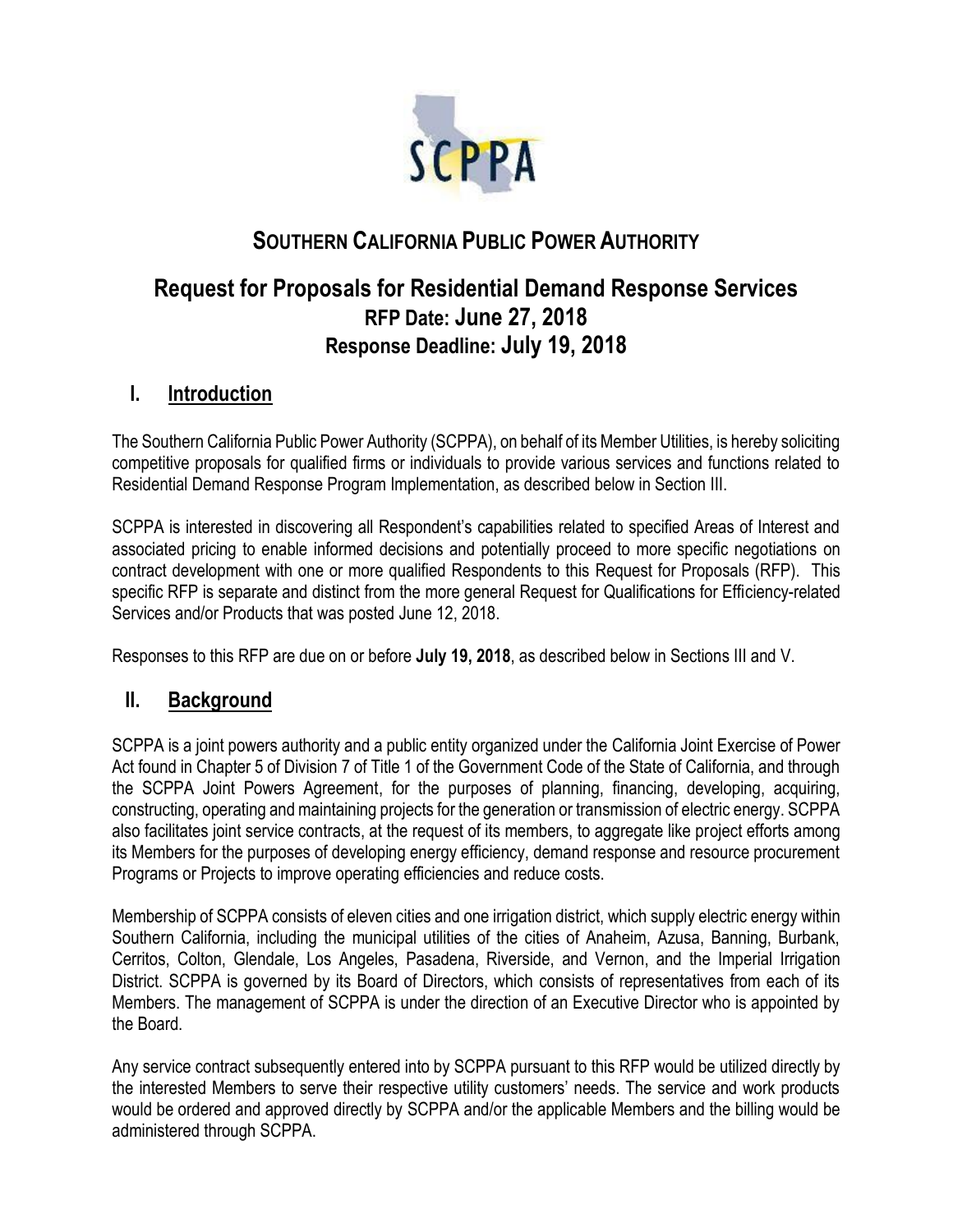# SOUTHERN CALIFORNIA PUBLIC POWER AUTHORITY

## Request for Proposals for Residential Demand Response Services

### RFP Date: June 27, 2018

### Response Deadline: July 19, 2018

## I. Introduction

The Southern California Public Power Authority (SCPPA), on behalf of its Member Utilities, is hereby soliciting competitive proposals for qualified firms or individuals to provide various services and functions related to Residential Demand Response Program Implementation, as described below in Section III.

SCPPA is interested in discovering all Respondent's capabilities related to specified Areas of Interest and associated pricing to enable informed decisions and potentially proceed to more specific negotiations on contract development with one or more qualified Respondents to this Request for Proposals (RFP). This specific RFP is separate and distinct from the more general Request for Qualifications for Efficiency-related Services and/or Products that was posted June 12, 2018.

Responses to this RFP are due on or before **July 19, 2018**, as described below in Sections III and V.

## II. Background

SCPPA is a joint powers authority and a public entity organized under the California Joint Exercise of Power Act found in Chapter 5 of Division 7 of Title 1 of the Government Code of the State of California, and through the SCPPA Joint Powers Agreement, for the purposes of planning, financing, developing, acquiring, constructing, operating and maintaining projects for the generation or transmission of electric energy. SCPPA also facilitates joint service contracts, at the request of its members, to aggregate like project efforts among its Members for the purposes of developing energy efficiency, demand response and resource procurement Programs or Projects to improve operating efficiencies and reduce costs.

Membership of SCPPA consists of eleven cities and one irrigation district, which supply electric energy within Southern California, including the municipal utilities of the cities of Anaheim, Azusa, Banning, Burbank, Cerritos, Colton, Glendale, Los Angeles, Pasadena, Riverside, and Vernon, and the Imperial Irrigation District. SCPPA is governed by its Board of Directors, which consists of representatives from each of its Members. The management of SCPPA is under the direction of an Executive Director who is appointed by the Board.

Any service contract subsequently entered into by SCPPA pursuant to this RFP would be utilized directly by the interested Members to serve their respective utility customers' needs. The service and work products would be ordered and approved directly by SCPPA and/or the applicable Members and the billing would be administered through SCPPA.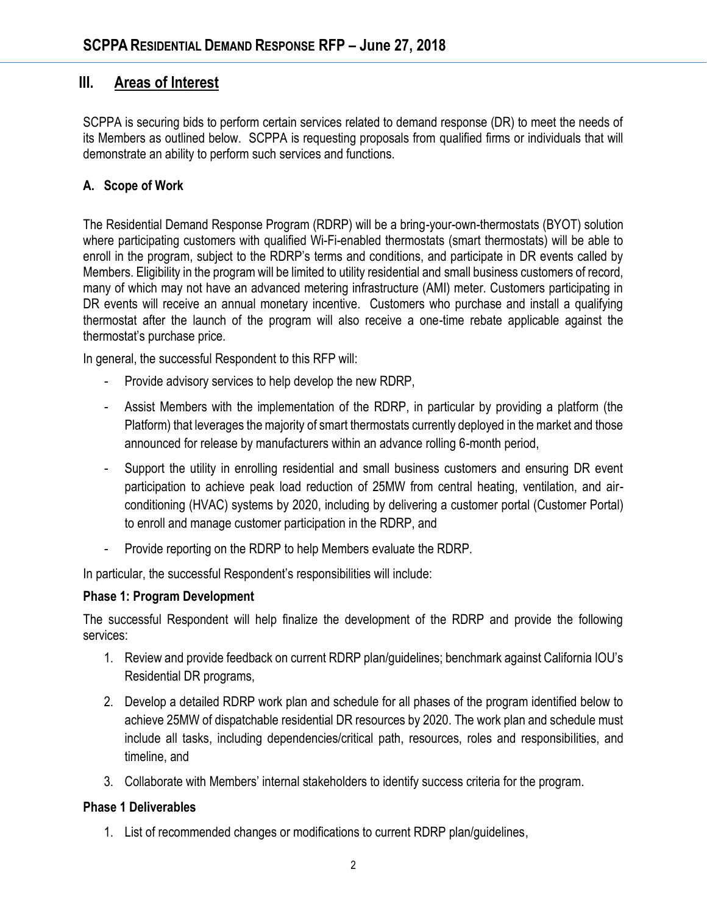## III. Areas of Interest

SCPPA is securing bids to perform certain services related to demand response (DR) to meet the needs of its Members as outlined below. SCPPA is requesting proposals from qualified firms or individuals that will demonstrate an ability to perform such services and functions.

### A. Scope of Work

The Residential Demand Response Program (RDRP) will be a bring-your-own-thermostats (BYOT) solution where participating customers with qualified Wi-Fi-enabled thermostats (smart thermostats) will be able to enroll in the program, subject to the RDRP's terms and conditions, and participate in DR events called by Members. Eligibility in the program will be limited to utility residential and small business customers of record, many of which may not have an advanced metering infrastructure (AMI) meter. Customers participating in DR events will receive an annual monetary incentive. Customers who purchase and install a qualifying thermostat after the launch of the program will also receive a one-time rebate applicable against the thermostat's purchase price.

In general, the successful Respondent to this RFP will:

- Provide advisory services to help develop the new RDRP,
- Assist Members with the implementation of the RDRP, in particular by providing a platform (the Platform) that leverages the majority of smart thermostats currently deployed in the market and those announced for release by manufacturers within an advance rolling 6-month period,
- Support the utility in enrolling residential and small business customers and ensuring DR event participation to achieve peak load reduction of 25MW from central heating, ventilation, and air-conditioning (HVAC) systems by 2020, including by delivering a customer portal (Customer Portal) to enroll and manage customer participation in the RDRP, and
- Provide reporting on the RDRP to help Members evaluate the RDRP.

In particular, the successful Respondent's responsibilities will include:

**Phase 1: Program Development**

The successful Respondent will help finalize the development of the RDRP and provide the following services:

1. Review and provide feedback on current RDRP plan/guidelines; benchmark against California IOU's Residential DR programs,
2. Develop a detailed RDRP work plan and schedule for all phases of the program identified below to achieve 25MW of dispatchable residential DR resources by 2020. The work plan and schedule must include all tasks, including dependencies/critical path, resources, roles and responsibilities, and timeline, and
3. Collaborate with Members' internal stakeholders to identify success criteria for the program.

**Phase 1 Deliverables**

1. List of recommended changes or modifications to current RDRP plan/guidelines,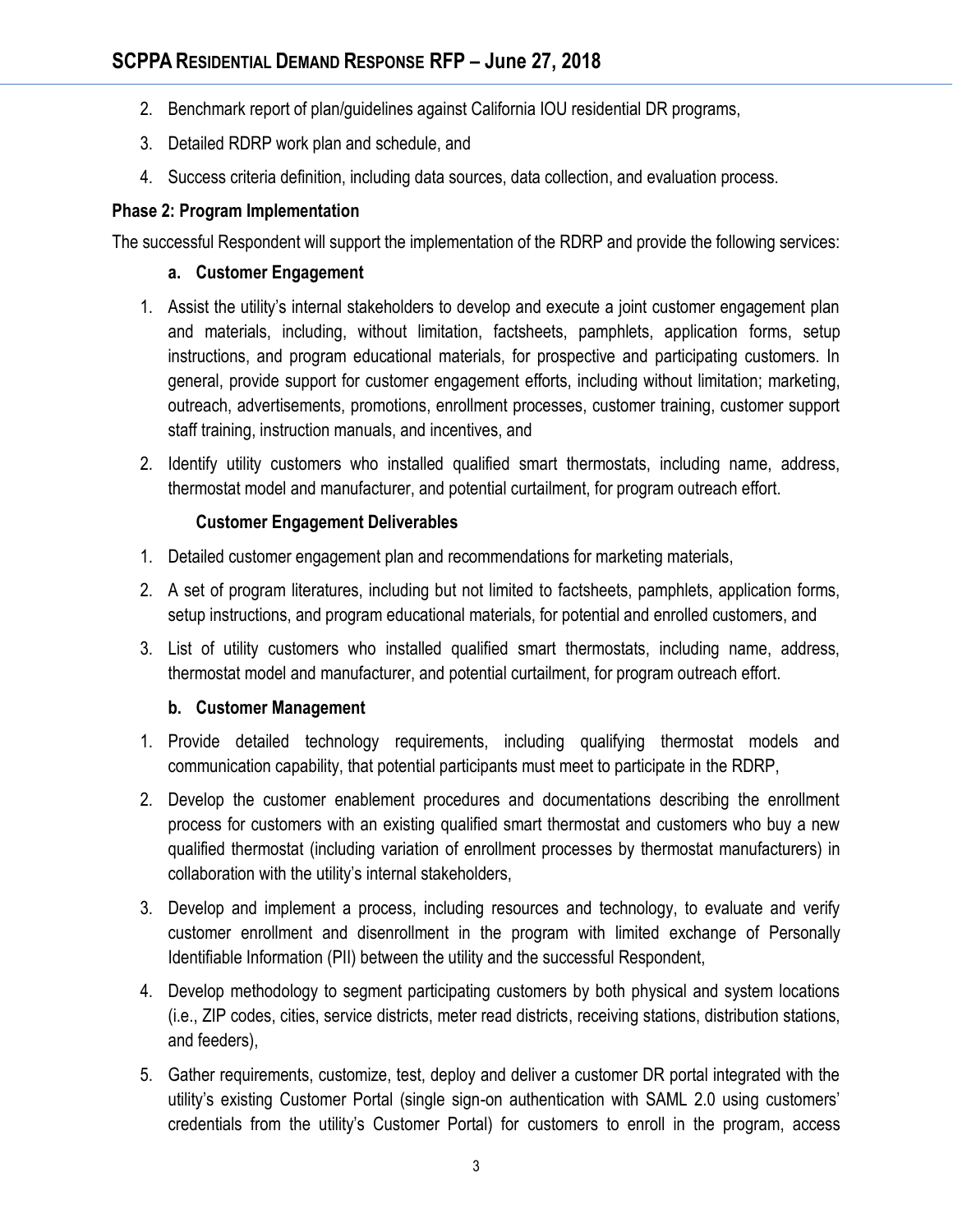2. Benchmark report of plan/guidelines against California IOU residential DR programs,
3. Detailed RDRP work plan and schedule, and
4. Success criteria definition, including data sources, data collection, and evaluation process.

**Phase 2: Program Implementation**

The successful Respondent will support the implementation of the RDRP and provide the following services:

**a. Customer Engagement**

1. Assist the utility's internal stakeholders to develop and execute a joint customer engagement plan and materials, including, without limitation, factsheets, pamphlets, application forms, setup instructions, and program educational materials, for prospective and participating customers. In general, provide support for customer engagement efforts, including without limitation; marketing, outreach, advertisements, promotions, enrollment processes, customer training, customer support staff training, instruction manuals, and incentives, and
2. Identify utility customers who installed qualified smart thermostats, including name, address, thermostat model and manufacturer, and potential curtailment, for program outreach effort.

**Customer Engagement Deliverables**

1. Detailed customer engagement plan and recommendations for marketing materials,
2. A set of program literatures, including but not limited to factsheets, pamphlets, application forms, setup instructions, and program educational materials, for potential and enrolled customers, and
3. List of utility customers who installed qualified smart thermostats, including name, address, thermostat model and manufacturer, and potential curtailment, for program outreach effort.

**b. Customer Management**

1. Provide detailed technology requirements, including qualifying thermostat models and communication capability, that potential participants must meet to participate in the RDRP,
2. Develop the customer enablement procedures and documentations describing the enrollment process for customers with an existing qualified smart thermostat and customers who buy a new qualified thermostat (including variation of enrollment processes by thermostat manufacturers) in collaboration with the utility's internal stakeholders,
3. Develop and implement a process, including resources and technology, to evaluate and verify customer enrollment and disenrollment in the program with limited exchange of Personally Identifiable Information (PII) between the utility and the successful Respondent,
4. Develop methodology to segment participating customers by both physical and system locations (i.e., ZIP codes, cities, service districts, meter read districts, receiving stations, distribution stations, and feeders),
5. Gather requirements, customize, test, deploy and deliver a customer DR portal integrated with the utility's existing Customer Portal (single sign-on authentication with SAML 2.0 using customers' credentials from the utility's Customer Portal) for customers to enroll in the program, access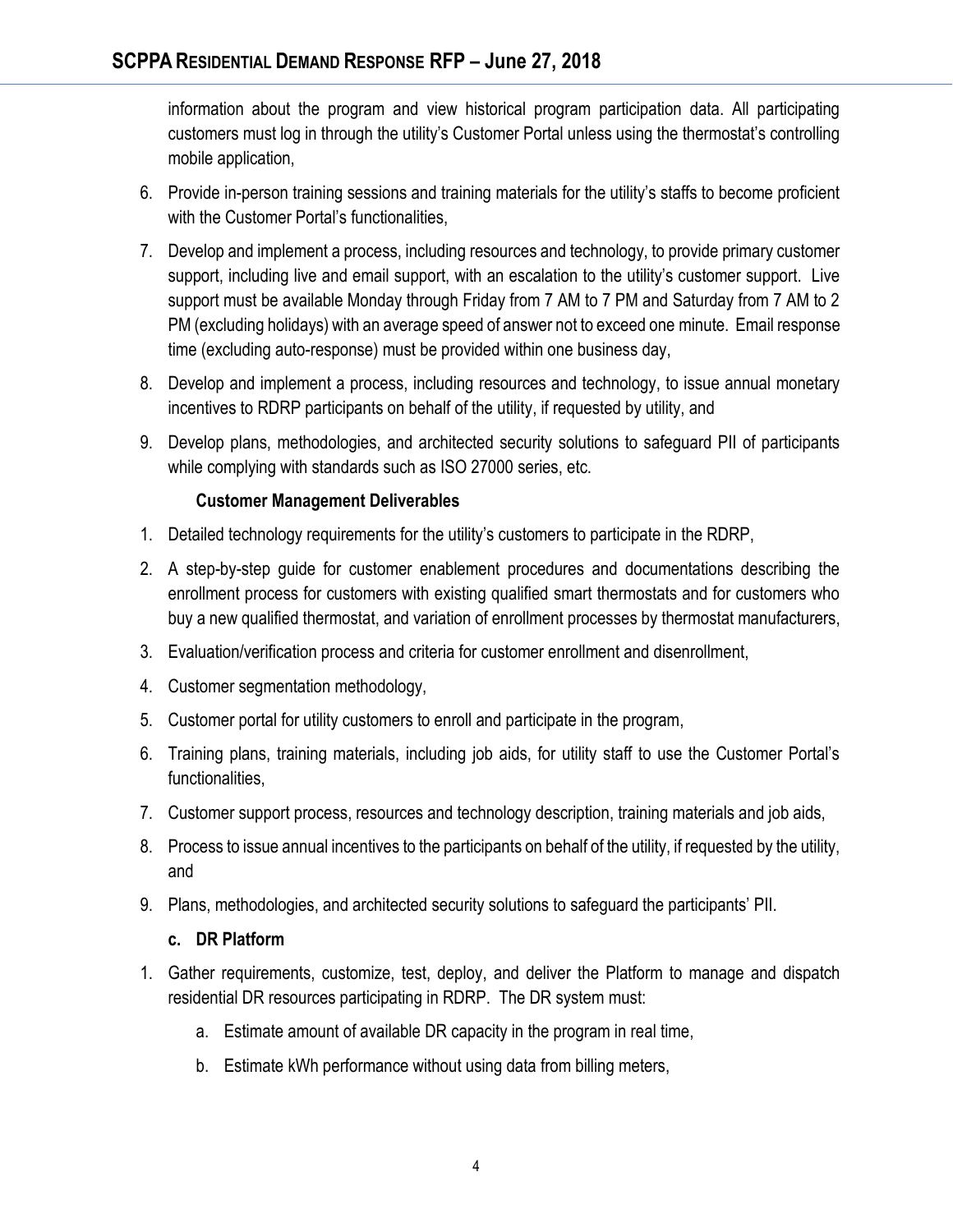information about the program and view historical program participation data. All participating customers must log in through the utility's Customer Portal unless using the thermostat's controlling mobile application,

6. Provide in-person training sessions and training materials for the utility's staffs to become proficient with the Customer Portal's functionalities,
7. Develop and implement a process, including resources and technology, to provide primary customer support, including live and email support, with an escalation to the utility's customer support. Live support must be available Monday through Friday from 7 AM to 7 PM and Saturday from 7 AM to 2 PM (excluding holidays) with an average speed of answer not to exceed one minute. Email response time (excluding auto-response) must be provided within one business day,
8. Develop and implement a process, including resources and technology, to issue annual monetary incentives to RDRP participants on behalf of the utility, if requested by utility, and
9. Develop plans, methodologies, and architected security solutions to safeguard PII of participants while complying with standards such as ISO 27000 series, etc.

**Customer Management Deliverables**

1. Detailed technology requirements for the utility's customers to participate in the RDRP,
2. A step-by-step guide for customer enablement procedures and documentations describing the enrollment process for customers with existing qualified smart thermostats and for customers who buy a new qualified thermostat, and variation of enrollment processes by thermostat manufacturers,
3. Evaluation/verification process and criteria for customer enrollment and disenrollment,
4. Customer segmentation methodology,
5. Customer portal for utility customers to enroll and participate in the program,
6. Training plans, training materials, including job aids, for utility staff to use the Customer Portal's functionalities,
7. Customer support process, resources and technology description, training materials and job aids,
8. Process to issue annual incentives to the participants on behalf of the utility, if requested by the utility, and
9. Plans, methodologies, and architected security solutions to safeguard the participants' PII.

**c. DR Platform**

1. Gather requirements, customize, test, deploy, and deliver the Platform to manage and dispatch residential DR resources participating in RDRP. The DR system must:
   a. Estimate amount of available DR capacity in the program in real time,
   b. Estimate kWh performance without using data from billing meters,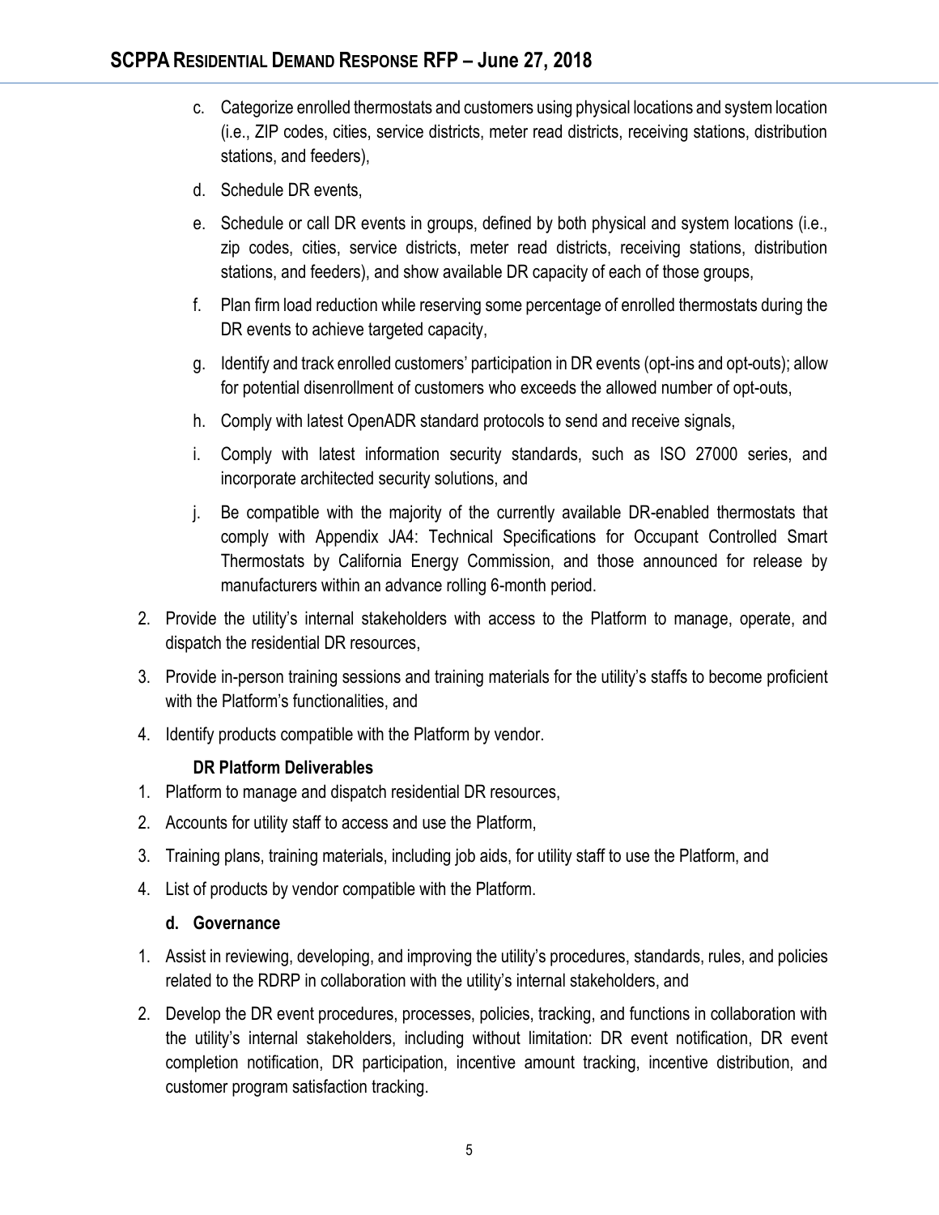c. Categorize enrolled thermostats and customers using physical locations and system location (i.e., ZIP codes, cities, service districts, meter read districts, receiving stations, distribution stations, and feeders),

d. Schedule DR events,

e. Schedule or call DR events in groups, defined by both physical and system locations (i.e., zip codes, cities, service districts, meter read districts, receiving stations, distribution stations, and feeders), and show available DR capacity of each of those groups,

f. Plan firm load reduction while reserving some percentage of enrolled thermostats during the DR events to achieve targeted capacity,

g. Identify and track enrolled customers' participation in DR events (opt-ins and opt-outs); allow for potential disenrollment of customers who exceeds the allowed number of opt-outs,

h. Comply with latest OpenADR standard protocols to send and receive signals,

i. Comply with latest information security standards, such as ISO 27000 series, and incorporate architected security solutions, and

j. Be compatible with the majority of the currently available DR-enabled thermostats that comply with Appendix JA4: Technical Specifications for Occupant Controlled Smart Thermostats by California Energy Commission, and those announced for release by manufacturers within an advance rolling 6-month period.

2. Provide the utility's internal stakeholders with access to the Platform to manage, operate, and dispatch the residential DR resources,
3. Provide in-person training sessions and training materials for the utility's staffs to become proficient with the Platform's functionalities, and
4. Identify products compatible with the Platform by vendor.

**DR Platform Deliverables**

1. Platform to manage and dispatch residential DR resources,
2. Accounts for utility staff to access and use the Platform,
3. Training plans, training materials, including job aids, for utility staff to use the Platform, and
4. List of products by vendor compatible with the Platform.

**d. Governance**

1. Assist in reviewing, developing, and improving the utility's procedures, standards, rules, and policies related to the RDRP in collaboration with the utility's internal stakeholders, and
2. Develop the DR event procedures, processes, policies, tracking, and functions in collaboration with the utility's internal stakeholders, including without limitation: DR event notification, DR event completion notification, DR participation, incentive amount tracking, incentive distribution, and customer program satisfaction tracking.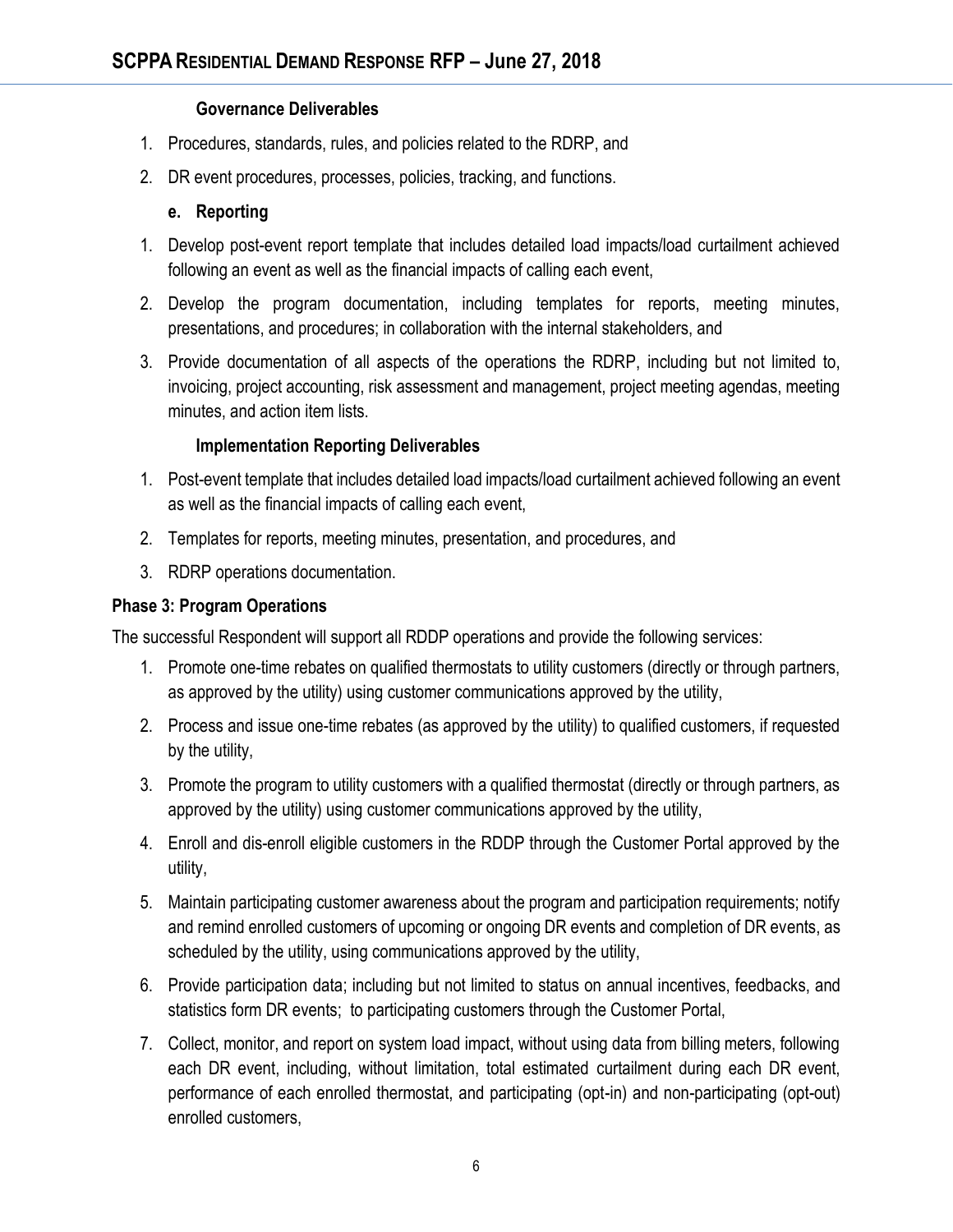**Governance Deliverables**

1. Procedures, standards, rules, and policies related to the RDRP, and
2. DR event procedures, processes, policies, tracking, and functions.

**e. Reporting**

1. Develop post-event report template that includes detailed load impacts/load curtailment achieved following an event as well as the financial impacts of calling each event,
2. Develop the program documentation, including templates for reports, meeting minutes, presentations, and procedures; in collaboration with the internal stakeholders, and
3. Provide documentation of all aspects of the operations the RDRP, including but not limited to, invoicing, project accounting, risk assessment and management, project meeting agendas, meeting minutes, and action item lists.

**Implementation Reporting Deliverables**

1. Post-event template that includes detailed load impacts/load curtailment achieved following an event as well as the financial impacts of calling each event,
2. Templates for reports, meeting minutes, presentation, and procedures, and
3. RDRP operations documentation.

**Phase 3: Program Operations**

The successful Respondent will support all RDDP operations and provide the following services:

1. Promote one-time rebates on qualified thermostats to utility customers (directly or through partners, as approved by the utility) using customer communications approved by the utility,
2. Process and issue one-time rebates (as approved by the utility) to qualified customers, if requested by the utility,
3. Promote the program to utility customers with a qualified thermostat (directly or through partners, as approved by the utility) using customer communications approved by the utility,
4. Enroll and dis-enroll eligible customers in the RDDP through the Customer Portal approved by the utility,
5. Maintain participating customer awareness about the program and participation requirements; notify and remind enrolled customers of upcoming or ongoing DR events and completion of DR events, as scheduled by the utility, using communications approved by the utility,
6. Provide participation data; including but not limited to status on annual incentives, feedbacks, and statistics form DR events; to participating customers through the Customer Portal,
7. Collect, monitor, and report on system load impact, without using data from billing meters, following each DR event, including, without limitation, total estimated curtailment during each DR event, performance of each enrolled thermostat, and participating (opt-in) and non-participating (opt-out) enrolled customers,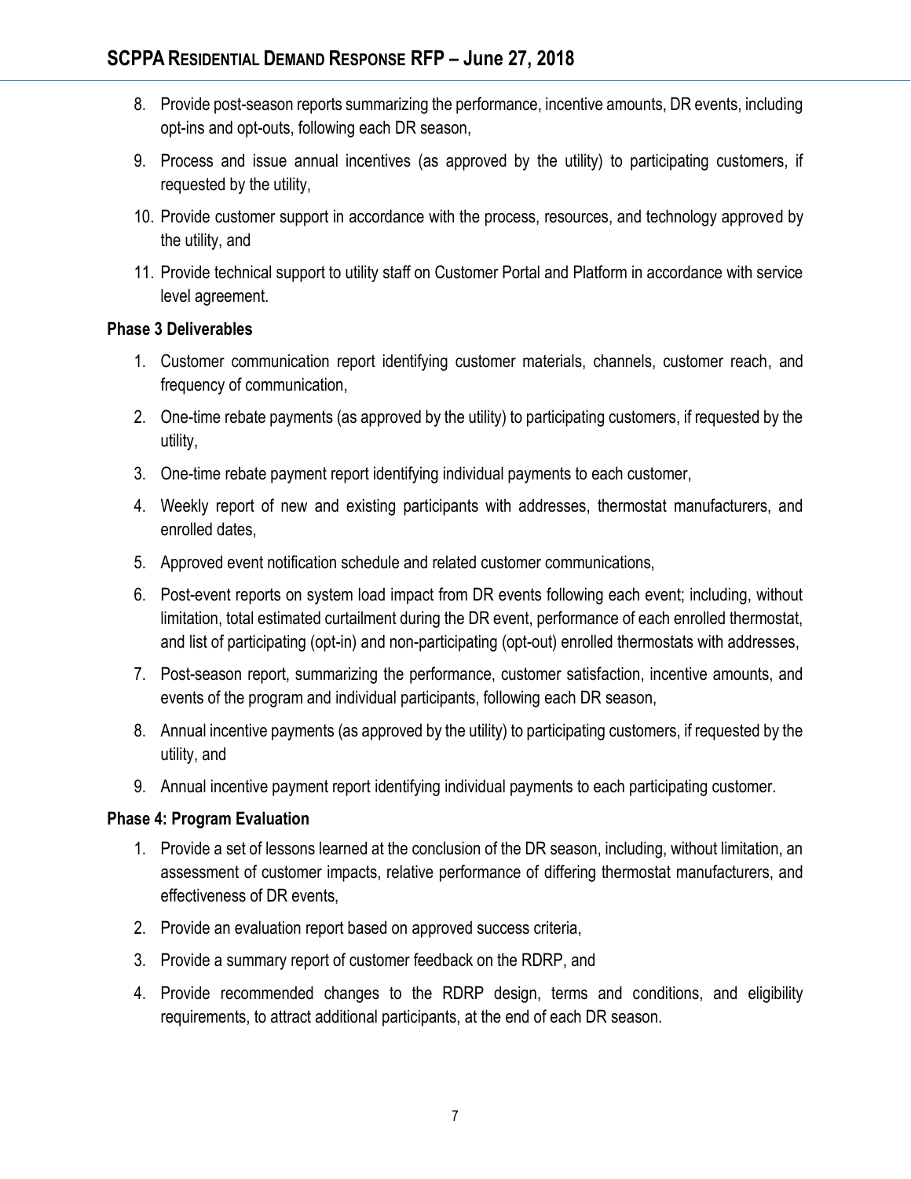8. Provide post-season reports summarizing the performance, incentive amounts, DR events, including opt-ins and opt-outs, following each DR season,
9. Process and issue annual incentives (as approved by the utility) to participating customers, if requested by the utility,
10. Provide customer support in accordance with the process, resources, and technology approved by the utility, and
11. Provide technical support to utility staff on Customer Portal and Platform in accordance with service level agreement.

**Phase 3 Deliverables**

1. Customer communication report identifying customer materials, channels, customer reach, and frequency of communication,
2. One-time rebate payments (as approved by the utility) to participating customers, if requested by the utility,
3. One-time rebate payment report identifying individual payments to each customer,
4. Weekly report of new and existing participants with addresses, thermostat manufacturers, and enrolled dates,
5. Approved event notification schedule and related customer communications,
6. Post-event reports on system load impact from DR events following each event; including, without limitation, total estimated curtailment during the DR event, performance of each enrolled thermostat, and list of participating (opt-in) and non-participating (opt-out) enrolled thermostats with addresses,
7. Post-season report, summarizing the performance, customer satisfaction, incentive amounts, and events of the program and individual participants, following each DR season,
8. Annual incentive payments (as approved by the utility) to participating customers, if requested by the utility, and
9. Annual incentive payment report identifying individual payments to each participating customer.

**Phase 4: Program Evaluation**

1. Provide a set of lessons learned at the conclusion of the DR season, including, without limitation, an assessment of customer impacts, relative performance of differing thermostat manufacturers, and effectiveness of DR events,
2. Provide an evaluation report based on approved success criteria,
3. Provide a summary report of customer feedback on the RDRP, and
4. Provide recommended changes to the RDRP design, terms and conditions, and eligibility requirements, to attract additional participants, at the end of each DR season.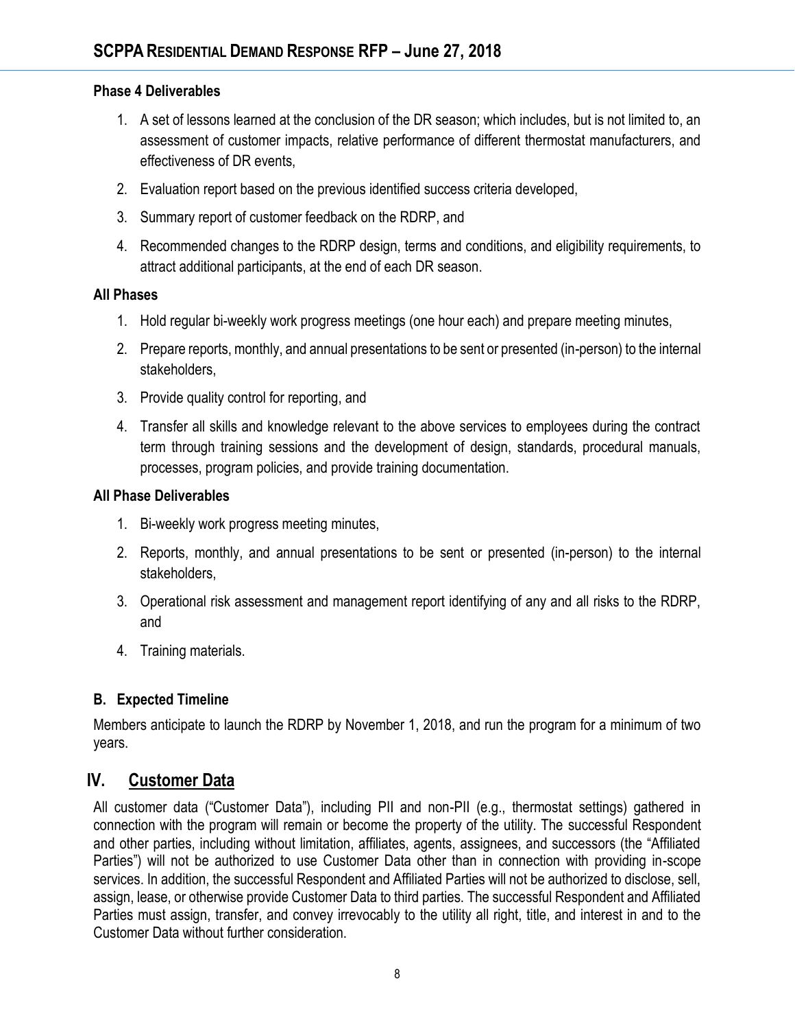**Phase 4 Deliverables**

1. A set of lessons learned at the conclusion of the DR season; which includes, but is not limited to, an assessment of customer impacts, relative performance of different thermostat manufacturers, and effectiveness of DR events,
2. Evaluation report based on the previous identified success criteria developed,
3. Summary report of customer feedback on the RDRP, and
4. Recommended changes to the RDRP design, terms and conditions, and eligibility requirements, to attract additional participants, at the end of each DR season.

**All Phases**

1. Hold regular bi-weekly work progress meetings (one hour each) and prepare meeting minutes,
2. Prepare reports, monthly, and annual presentations to be sent or presented (in-person) to the internal stakeholders,
3. Provide quality control for reporting, and
4. Transfer all skills and knowledge relevant to the above services to employees during the contract term through training sessions and the development of design, standards, procedural manuals, processes, program policies, and provide training documentation.

**All Phase Deliverables**

1. Bi-weekly work progress meeting minutes,
2. Reports, monthly, and annual presentations to be sent or presented (in-person) to the internal stakeholders,
3. Operational risk assessment and management report identifying of any and all risks to the RDRP, and
4. Training materials.

### B. Expected Timeline

Members anticipate to launch the RDRP by November 1, 2018, and run the program for a minimum of two years.

## IV. Customer Data

All customer data ("Customer Data"), including PII and non-PII (e.g., thermostat settings) gathered in connection with the program will remain or become the property of the utility. The successful Respondent and other parties, including without limitation, affiliates, agents, assignees, and successors (the "Affiliated Parties") will not be authorized to use Customer Data other than in connection with providing in-scope services. In addition, the successful Respondent and Affiliated Parties will not be authorized to disclose, sell, assign, lease, or otherwise provide Customer Data to third parties. The successful Respondent and Affiliated Parties must assign, transfer, and convey irrevocably to the utility all right, title, and interest in and to the Customer Data without further consideration.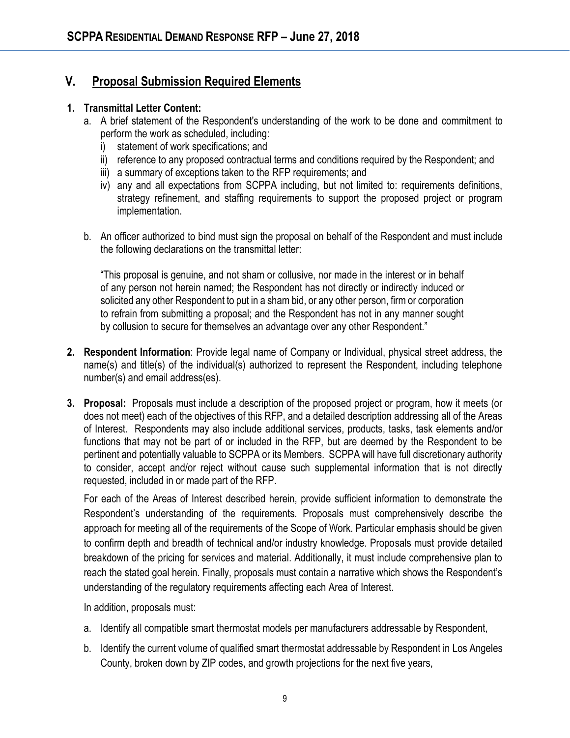## V. Proposal Submission Required Elements

**1. Transmittal Letter Content:**

a. A brief statement of the Respondent's understanding of the work to be done and commitment to perform the work as scheduled, including:

   i) statement of work specifications; and

   ii) reference to any proposed contractual terms and conditions required by the Respondent; and

   iii) a summary of exceptions taken to the RFP requirements; and

   iv) any and all expectations from SCPPA including, but not limited to: requirements definitions, strategy refinement, and staffing requirements to support the proposed project or program implementation.

b. An officer authorized to bind must sign the proposal on behalf of the Respondent and must include the following declarations on the transmittal letter:

> "This proposal is genuine, and not sham or collusive, nor made in the interest or in behalf of any person not herein named; the Respondent has not directly or indirectly induced or solicited any other Respondent to put in a sham bid, or any other person, firm or corporation to refrain from submitting a proposal; and the Respondent has not in any manner sought by collusion to secure for themselves an advantage over any other Respondent."

**2. Respondent Information**: Provide legal name of Company or Individual, physical street address, the name(s) and title(s) of the individual(s) authorized to represent the Respondent, including telephone number(s) and email address(es).

**3. Proposal:** Proposals must include a description of the proposed project or program, how it meets (or does not meet) each of the objectives of this RFP, and a detailed description addressing all of the Areas of Interest. Respondents may also include additional services, products, tasks, task elements and/or functions that may not be part of or included in the RFP, but are deemed by the Respondent to be pertinent and potentially valuable to SCPPA or its Members. SCPPA will have full discretionary authority to consider, accept and/or reject without cause such supplemental information that is not directly requested, included in or made part of the RFP.

For each of the Areas of Interest described herein, provide sufficient information to demonstrate the Respondent's understanding of the requirements. Proposals must comprehensively describe the approach for meeting all of the requirements of the Scope of Work. Particular emphasis should be given to confirm depth and breadth of technical and/or industry knowledge. Proposals must provide detailed breakdown of the pricing for services and material. Additionally, it must include comprehensive plan to reach the stated goal herein. Finally, proposals must contain a narrative which shows the Respondent's understanding of the regulatory requirements affecting each Area of Interest.

In addition, proposals must:

a. Identify all compatible smart thermostat models per manufacturers addressable by Respondent,

b. Identify the current volume of qualified smart thermostat addressable by Respondent in Los Angeles County, broken down by ZIP codes, and growth projections for the next five years,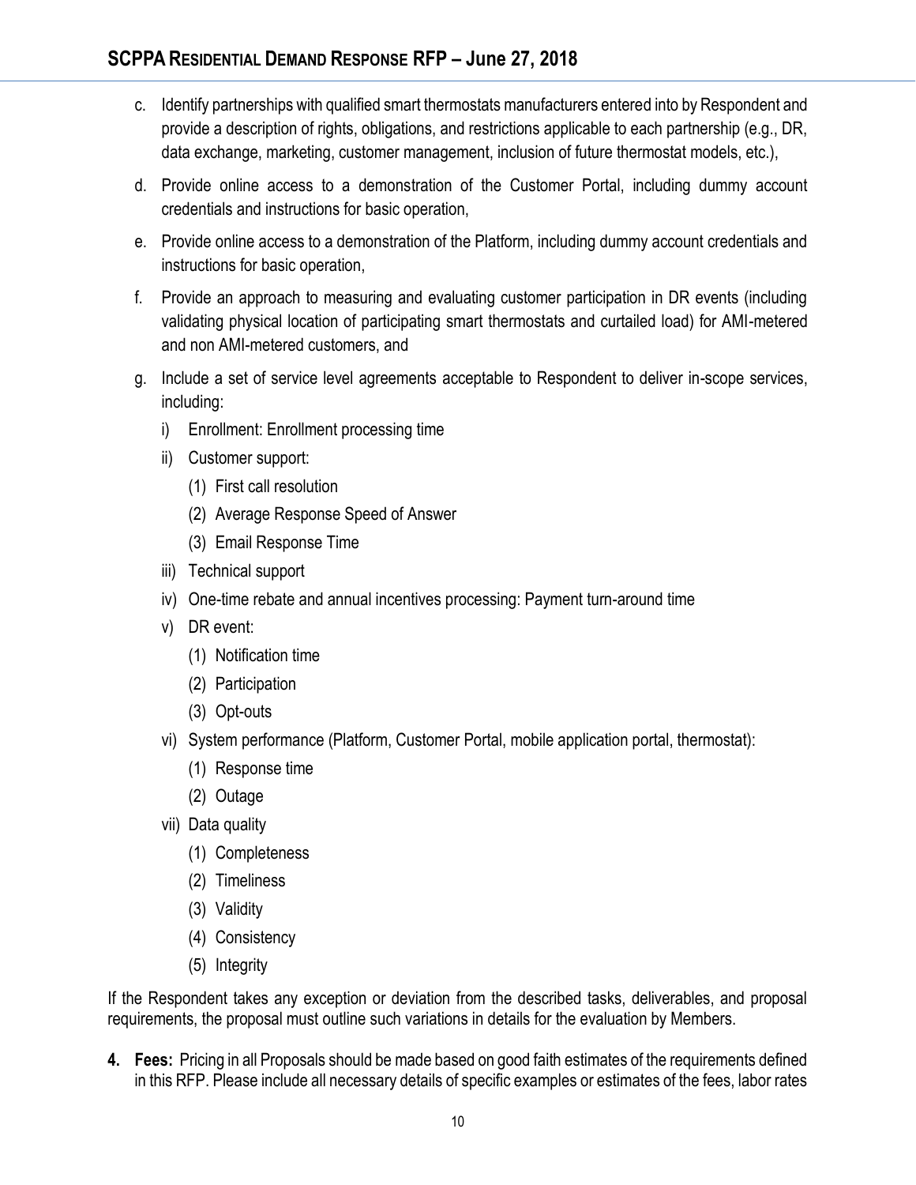c. Identify partnerships with qualified smart thermostats manufacturers entered into by Respondent and provide a description of rights, obligations, and restrictions applicable to each partnership (e.g., DR, data exchange, marketing, customer management, inclusion of future thermostat models, etc.),

d. Provide online access to a demonstration of the Customer Portal, including dummy account credentials and instructions for basic operation,

e. Provide online access to a demonstration of the Platform, including dummy account credentials and instructions for basic operation,

f. Provide an approach to measuring and evaluating customer participation in DR events (including validating physical location of participating smart thermostats and curtailed load) for AMI-metered and non AMI-metered customers, and

g. Include a set of service level agreements acceptable to Respondent to deliver in-scope services, including:

   i) Enrollment: Enrollment processing time

   ii) Customer support:

      (1) First call resolution

      (2) Average Response Speed of Answer

      (3) Email Response Time

   iii) Technical support

   iv) One-time rebate and annual incentives processing: Payment turn-around time

   v) DR event:

      (1) Notification time

      (2) Participation

      (3) Opt-outs

   vi) System performance (Platform, Customer Portal, mobile application portal, thermostat):

      (1) Response time

      (2) Outage

   vii) Data quality

      (1) Completeness

      (2) Timeliness

      (3) Validity

      (4) Consistency

      (5) Integrity

If the Respondent takes any exception or deviation from the described tasks, deliverables, and proposal requirements, the proposal must outline such variations in details for the evaluation by Members.

4. **Fees:** Pricing in all Proposals should be made based on good faith estimates of the requirements defined in this RFP. Please include all necessary details of specific examples or estimates of the fees, labor rates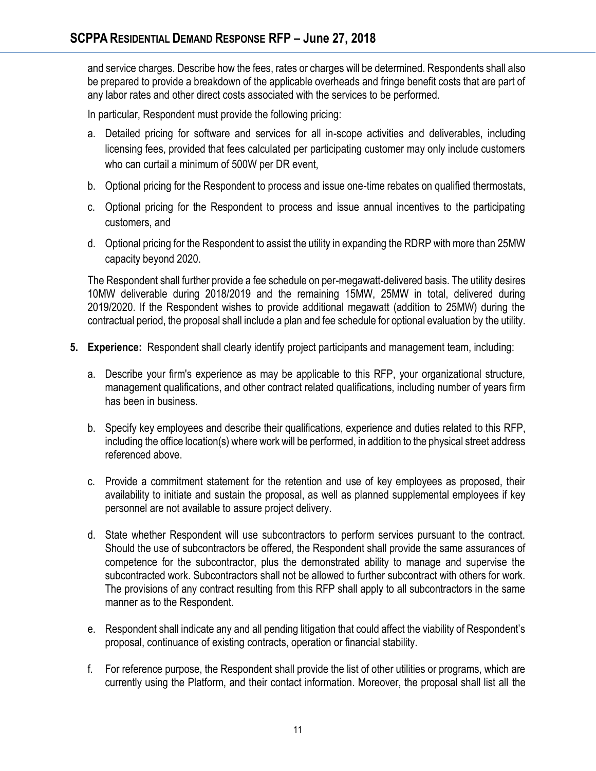and service charges. Describe how the fees, rates or charges will be determined. Respondents shall also be prepared to provide a breakdown of the applicable overheads and fringe benefit costs that are part of any labor rates and other direct costs associated with the services to be performed.

In particular, Respondent must provide the following pricing:

a. Detailed pricing for software and services for all in-scope activities and deliverables, including licensing fees, provided that fees calculated per participating customer may only include customers who can curtail a minimum of 500W per DR event,

b. Optional pricing for the Respondent to process and issue one-time rebates on qualified thermostats,

c. Optional pricing for the Respondent to process and issue annual incentives to the participating customers, and

d. Optional pricing for the Respondent to assist the utility in expanding the RDRP with more than 25MW capacity beyond 2020.

The Respondent shall further provide a fee schedule on per-megawatt-delivered basis. The utility desires 10MW deliverable during 2018/2019 and the remaining 15MW, 25MW in total, delivered during 2019/2020. If the Respondent wishes to provide additional megawatt (addition to 25MW) during the contractual period, the proposal shall include a plan and fee schedule for optional evaluation by the utility.

5. **Experience:** Respondent shall clearly identify project participants and management team, including:

   a. Describe your firm's experience as may be applicable to this RFP, your organizational structure, management qualifications, and other contract related qualifications, including number of years firm has been in business.

   b. Specify key employees and describe their qualifications, experience and duties related to this RFP, including the office location(s) where work will be performed, in addition to the physical street address referenced above.

   c. Provide a commitment statement for the retention and use of key employees as proposed, their availability to initiate and sustain the proposal, as well as planned supplemental employees if key personnel are not available to assure project delivery.

   d. State whether Respondent will use subcontractors to perform services pursuant to the contract. Should the use of subcontractors be offered, the Respondent shall provide the same assurances of competence for the subcontractor, plus the demonstrated ability to manage and supervise the subcontracted work. Subcontractors shall not be allowed to further subcontract with others for work. The provisions of any contract resulting from this RFP shall apply to all subcontractors in the same manner as to the Respondent.

   e. Respondent shall indicate any and all pending litigation that could affect the viability of Respondent's proposal, continuance of existing contracts, operation or financial stability.

   f. For reference purpose, the Respondent shall provide the list of other utilities or programs, which are currently using the Platform, and their contact information. Moreover, the proposal shall list all the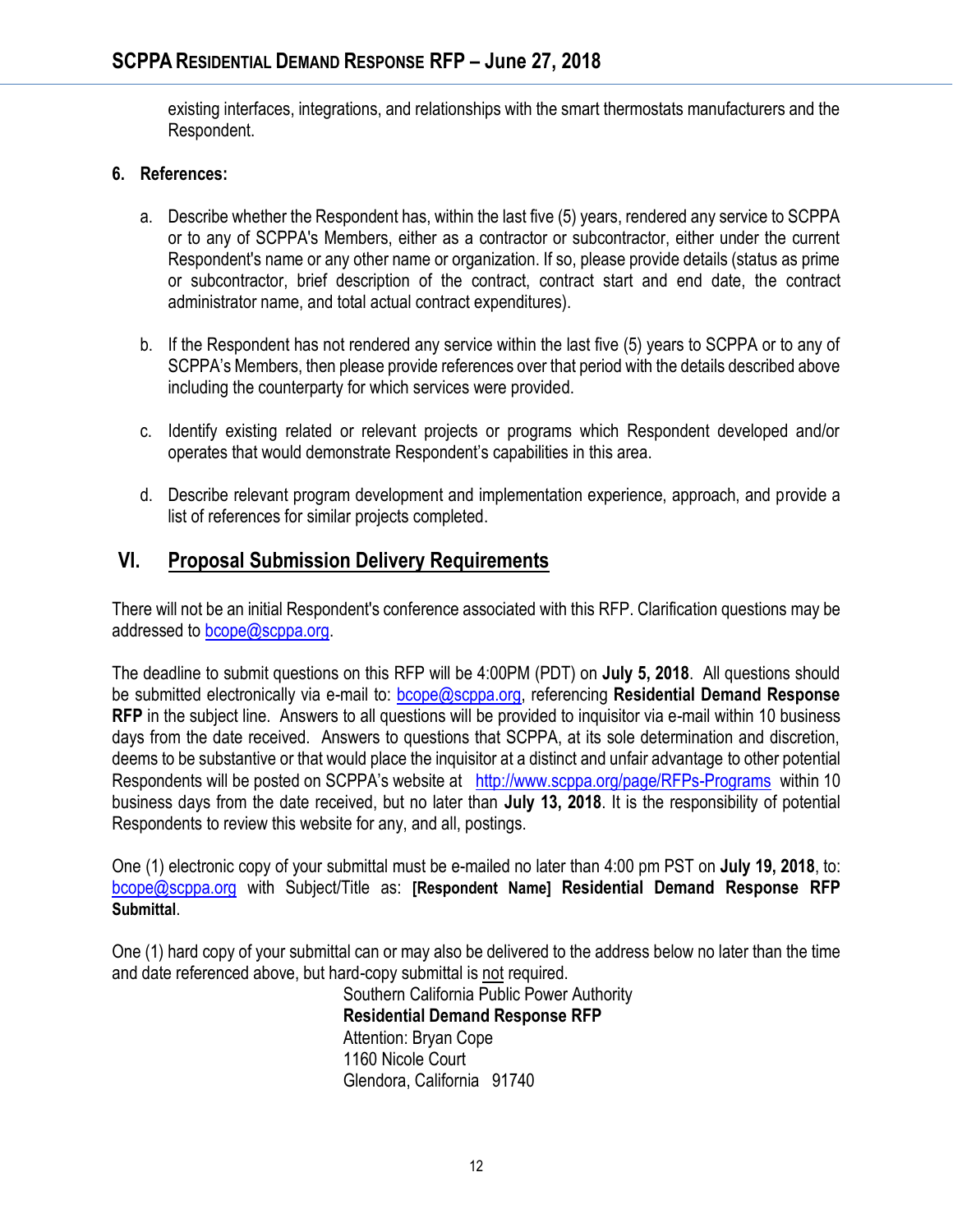existing interfaces, integrations, and relationships with the smart thermostats manufacturers and the Respondent.

**6. References:**

a. Describe whether the Respondent has, within the last five (5) years, rendered any service to SCPPA or to any of SCPPA's Members, either as a contractor or subcontractor, either under the current Respondent's name or any other name or organization. If so, please provide details (status as prime or subcontractor, brief description of the contract, contract start and end date, the contract administrator name, and total actual contract expenditures).

b. If the Respondent has not rendered any service within the last five (5) years to SCPPA or to any of SCPPA's Members, then please provide references over that period with the details described above including the counterparty for which services were provided.

c. Identify existing related or relevant projects or programs which Respondent developed and/or operates that would demonstrate Respondent's capabilities in this area.

d. Describe relevant program development and implementation experience, approach, and provide a list of references for similar projects completed.

## VI. Proposal Submission Delivery Requirements

There will not be an initial Respondent's conference associated with this RFP. Clarification questions may be addressed to bcope@scppa.org.

The deadline to submit questions on this RFP will be 4:00PM (PDT) on **July 5, 2018**. All questions should be submitted electronically via e-mail to: bcope@scppa.org, referencing **Residential Demand Response RFP** in the subject line. Answers to all questions will be provided to inquisitor via e-mail within 10 business days from the date received. Answers to questions that SCPPA, at its sole determination and discretion, deems to be substantive or that would place the inquisitor at a distinct and unfair advantage to other potential Respondents will be posted on SCPPA's website at http://www.scppa.org/page/RFPs-Programs within 10 business days from the date received, but no later than **July 13, 2018**. It is the responsibility of potential Respondents to review this website for any, and all, postings.

One (1) electronic copy of your submittal must be e-mailed no later than 4:00 pm PST on **July 19, 2018**, to: bcope@scppa.org with Subject/Title as: **[Respondent Name] Residential Demand Response RFP Submittal**.

One (1) hard copy of your submittal can or may also be delivered to the address below no later than the time and date referenced above, but hard-copy submittal is not required.

Southern California Public Power Authority
**Residential Demand Response RFP**
Attention: Bryan Cope
1160 Nicole Court
Glendora, California 91740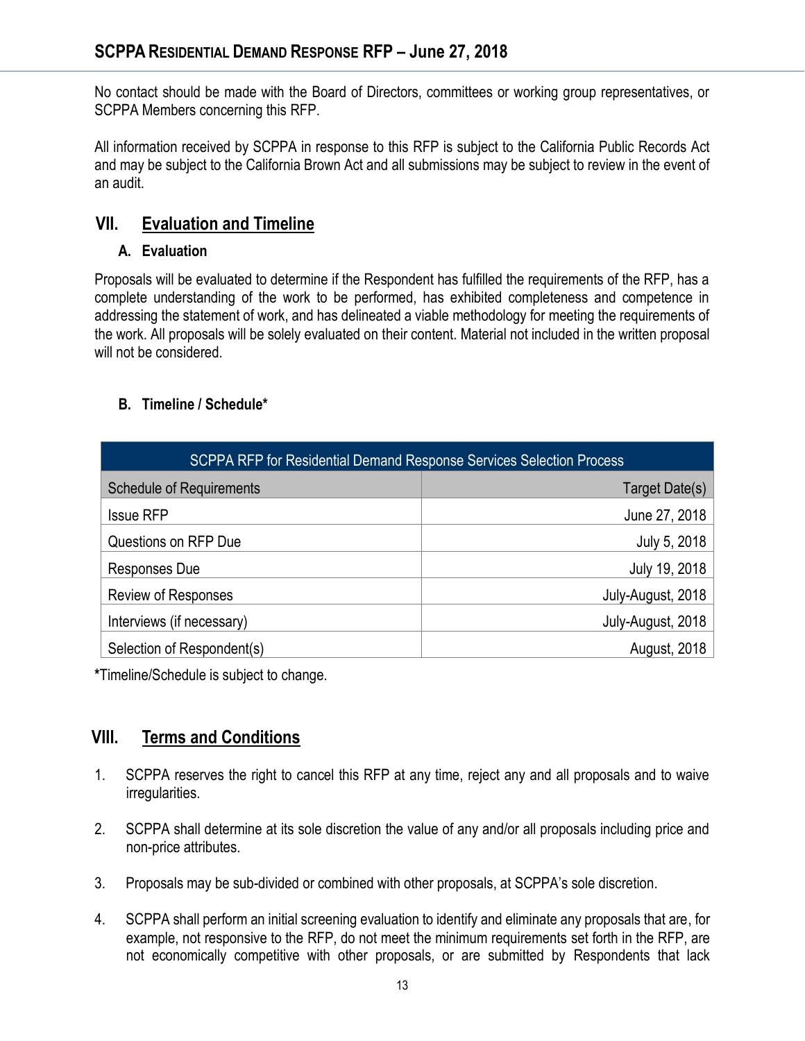No contact should be made with the Board of Directors, committees or working group representatives, or SCPPA Members concerning this RFP.

All information received by SCPPA in response to this RFP is subject to the California Public Records Act and may be subject to the California Brown Act and all submissions may be subject to review in the event of an audit.

## VII. Evaluation and Timeline

### A. Evaluation

Proposals will be evaluated to determine if the Respondent has fulfilled the requirements of the RFP, has a complete understanding of the work to be performed, has exhibited completeness and competence in addressing the statement of work, and has delineated a viable methodology for meeting the requirements of the work. All proposals will be solely evaluated on their content. Material not included in the written proposal will not be considered.

### B. Timeline / Schedule*

| SCPPA RFP for Residential Demand Response Services Selection Process | |
|---|---|
| Schedule of Requirements | Target Date(s) |
| Issue RFP | June 27, 2018 |
| Questions on RFP Due | July 5, 2018 |
| Responses Due | July 19, 2018 |
| Review of Responses | July-August, 2018 |
| Interviews (if necessary) | July-August, 2018 |
| Selection of Respondent(s) | August, 2018 |

*Timeline/Schedule is subject to change.

## VIII. Terms and Conditions

1. SCPPA reserves the right to cancel this RFP at any time, reject any and all proposals and to waive irregularities.

2. SCPPA shall determine at its sole discretion the value of any and/or all proposals including price and non-price attributes.

3. Proposals may be sub-divided or combined with other proposals, at SCPPA's sole discretion.

4. SCPPA shall perform an initial screening evaluation to identify and eliminate any proposals that are, for example, not responsive to the RFP, do not meet the minimum requirements set forth in the RFP, are not economically competitive with other proposals, or are submitted by Respondents that lack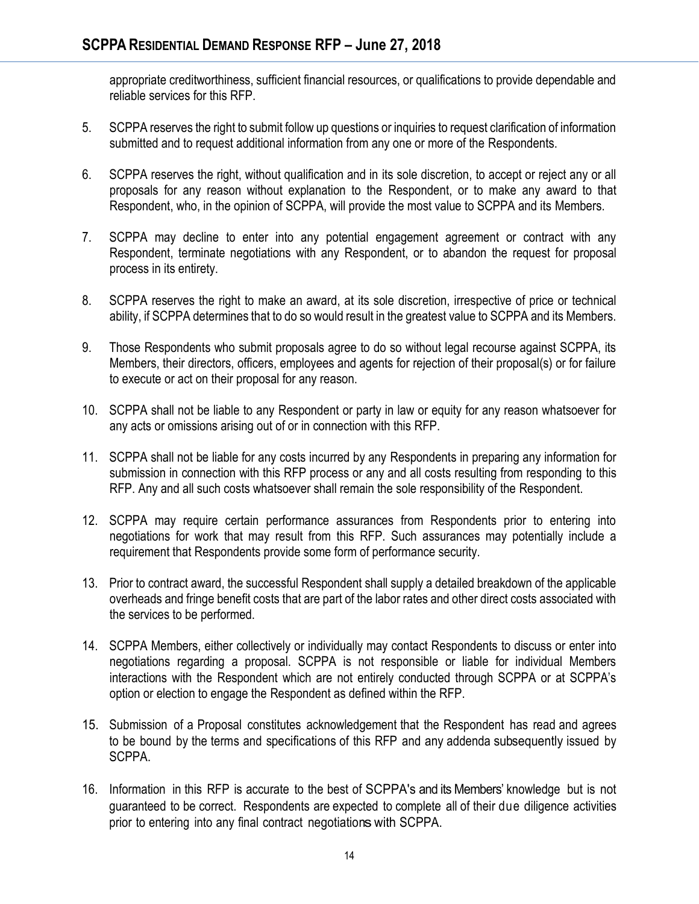appropriate creditworthiness, sufficient financial resources, or qualifications to provide dependable and reliable services for this RFP.

5. SCPPA reserves the right to submit follow up questions or inquiries to request clarification of information submitted and to request additional information from any one or more of the Respondents.

6. SCPPA reserves the right, without qualification and in its sole discretion, to accept or reject any or all proposals for any reason without explanation to the Respondent, or to make any award to that Respondent, who, in the opinion of SCPPA, will provide the most value to SCPPA and its Members.

7. SCPPA may decline to enter into any potential engagement agreement or contract with any Respondent, terminate negotiations with any Respondent, or to abandon the request for proposal process in its entirety.

8. SCPPA reserves the right to make an award, at its sole discretion, irrespective of price or technical ability, if SCPPA determines that to do so would result in the greatest value to SCPPA and its Members.

9. Those Respondents who submit proposals agree to do so without legal recourse against SCPPA, its Members, their directors, officers, employees and agents for rejection of their proposal(s) or for failure to execute or act on their proposal for any reason.

10. SCPPA shall not be liable to any Respondent or party in law or equity for any reason whatsoever for any acts or omissions arising out of or in connection with this RFP.

11. SCPPA shall not be liable for any costs incurred by any Respondents in preparing any information for submission in connection with this RFP process or any and all costs resulting from responding to this RFP. Any and all such costs whatsoever shall remain the sole responsibility of the Respondent.

12. SCPPA may require certain performance assurances from Respondents prior to entering into negotiations for work that may result from this RFP. Such assurances may potentially include a requirement that Respondents provide some form of performance security.

13. Prior to contract award, the successful Respondent shall supply a detailed breakdown of the applicable overheads and fringe benefit costs that are part of the labor rates and other direct costs associated with the services to be performed.

14. SCPPA Members, either collectively or individually may contact Respondents to discuss or enter into negotiations regarding a proposal. SCPPA is not responsible or liable for individual Members interactions with the Respondent which are not entirely conducted through SCPPA or at SCPPA's option or election to engage the Respondent as defined within the RFP.

15. Submission of a Proposal constitutes acknowledgement that the Respondent has read and agrees to be bound by the terms and specifications of this RFP and any addenda subsequently issued by SCPPA.

16. Information in this RFP is accurate to the best of SCPPA's and its Members' knowledge but is not guaranteed to be correct. Respondents are expected to complete all of their due diligence activities prior to entering into any final contract negotiations with SCPPA.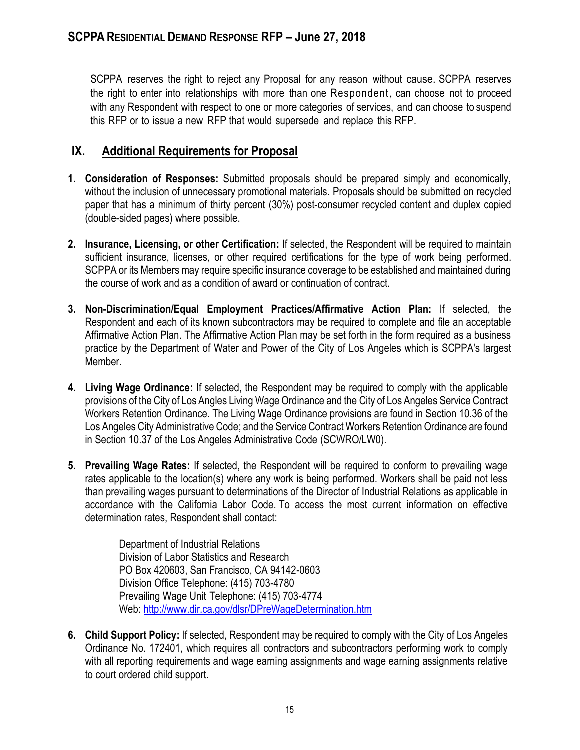SCPPA reserves the right to reject any Proposal for any reason without cause. SCPPA reserves the right to enter into relationships with more than one Respondent, can choose not to proceed with any Respondent with respect to one or more categories of services, and can choose to suspend this RFP or to issue a new RFP that would supersede and replace this RFP.

## IX. Additional Requirements for Proposal

1. **Consideration of Responses:** Submitted proposals should be prepared simply and economically, without the inclusion of unnecessary promotional materials. Proposals should be submitted on recycled paper that has a minimum of thirty percent (30%) post-consumer recycled content and duplex copied (double-sided pages) where possible.

2. **Insurance, Licensing, or other Certification:** If selected, the Respondent will be required to maintain sufficient insurance, licenses, or other required certifications for the type of work being performed. SCPPA or its Members may require specific insurance coverage to be established and maintained during the course of work and as a condition of award or continuation of contract.

3. **Non-Discrimination/Equal Employment Practices/Affirmative Action Plan:** If selected, the Respondent and each of its known subcontractors may be required to complete and file an acceptable Affirmative Action Plan. The Affirmative Action Plan may be set forth in the form required as a business practice by the Department of Water and Power of the City of Los Angeles which is SCPPA's largest Member.

4. **Living Wage Ordinance:** If selected, the Respondent may be required to comply with the applicable provisions of the City of Los Angles Living Wage Ordinance and the City of Los Angeles Service Contract Workers Retention Ordinance. The Living Wage Ordinance provisions are found in Section 10.36 of the Los Angeles City Administrative Code; and the Service Contract Workers Retention Ordinance are found in Section 10.37 of the Los Angeles Administrative Code (SCWRO/LW0).

5. **Prevailing Wage Rates:** If selected, the Respondent will be required to conform to prevailing wage rates applicable to the location(s) where any work is being performed. Workers shall be paid not less than prevailing wages pursuant to determinations of the Director of Industrial Relations as applicable in accordance with the California Labor Code. To access the most current information on effective determination rates, Respondent shall contact:

   Department of Industrial Relations
   Division of Labor Statistics and Research
   PO Box 420603, San Francisco, CA 94142-0603
   Division Office Telephone: (415) 703-4780
   Prevailing Wage Unit Telephone: (415) 703-4774
   Web: http://www.dir.ca.gov/dlsr/DPreWageDetermination.htm

6. **Child Support Policy:** If selected, Respondent may be required to comply with the City of Los Angeles Ordinance No. 172401, which requires all contractors and subcontractors performing work to comply with all reporting requirements and wage earning assignments and wage earning assignments relative to court ordered child support.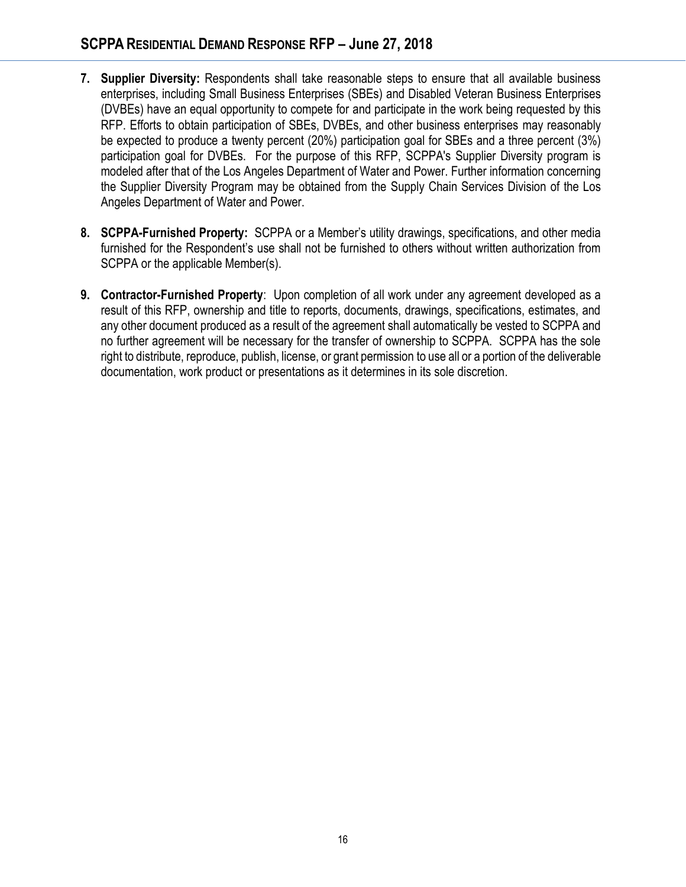7. **Supplier Diversity:** Respondents shall take reasonable steps to ensure that all available business enterprises, including Small Business Enterprises (SBEs) and Disabled Veteran Business Enterprises (DVBEs) have an equal opportunity to compete for and participate in the work being requested by this RFP. Efforts to obtain participation of SBEs, DVBEs, and other business enterprises may reasonably be expected to produce a twenty percent (20%) participation goal for SBEs and a three percent (3%) participation goal for DVBEs. For the purpose of this RFP, SCPPA's Supplier Diversity program is modeled after that of the Los Angeles Department of Water and Power. Further information concerning the Supplier Diversity Program may be obtained from the Supply Chain Services Division of the Los Angeles Department of Water and Power.

8. **SCPPA-Furnished Property:** SCPPA or a Member's utility drawings, specifications, and other media furnished for the Respondent's use shall not be furnished to others without written authorization from SCPPA or the applicable Member(s).

9. **Contractor-Furnished Property**: Upon completion of all work under any agreement developed as a result of this RFP, ownership and title to reports, documents, drawings, specifications, estimates, and any other document produced as a result of the agreement shall automatically be vested to SCPPA and no further agreement will be necessary for the transfer of ownership to SCPPA. SCPPA has the sole right to distribute, reproduce, publish, license, or grant permission to use all or a portion of the deliverable documentation, work product or presentations as it determines in its sole discretion.